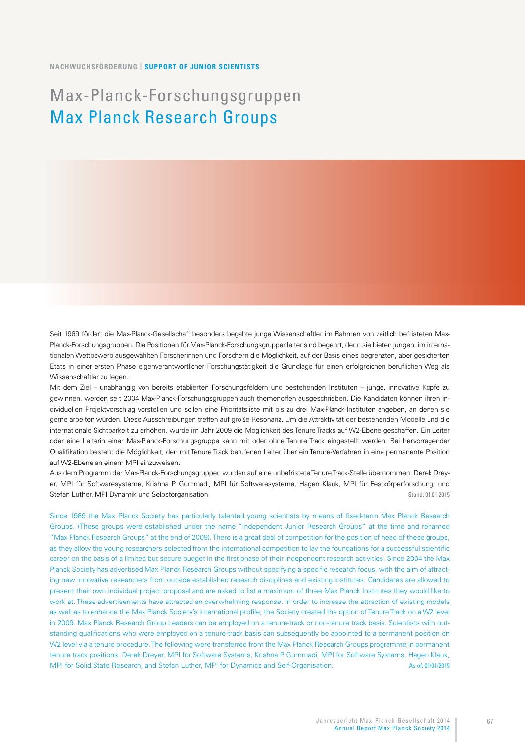NACHWUCHSFÖRDERUNG | **SUPPORT OF JUNIOR SCIENTISTS**

# Max-Planck-Forschungsgruppen
# Max Planck Research Groups

Seit 1969 fördert die Max-Planck-Gesellschaft besonders begabte junge Wissenschaftler im Rahmen von zeitlich befristeten Max-Planck-Forschungsgruppen. Die Positionen für Max-Planck-Forschungsgruppenleiter sind begehrt, denn sie bieten jungen, im internationalen Wettbewerb ausgewählten Forscherinnen und Forschern die Möglichkeit, auf der Basis eines begrenzten, aber gesicherten Etats in einer ersten Phase eigenverantwortlicher Forschungstätigkeit die Grundlage für einen erfolgreichen beruflichen Weg als Wissenschaftler zu legen.

Mit dem Ziel – unabhängig von bereits etablierten Forschungsfeldern und bestehenden Instituten – junge, innovative Köpfe zu gewinnen, werden seit 2004 Max-Planck-Forschungsgruppen auch themenoffen ausgeschrieben. Die Kandidaten können ihren individuellen Projektvorschlag vorstellen und sollen eine Prioritätsliste mit bis zu drei Max-Planck-Instituten angeben, an denen sie gerne arbeiten würden. Diese Ausschreibungen treffen auf große Resonanz. Um die Attraktivität der bestehenden Modelle und die internationale Sichtbarkeit zu erhöhen, wurde im Jahr 2009 die Möglichkeit des Tenure Tracks auf W2-Ebene geschaffen. Ein Leiter oder eine Leiterin einer Max-Planck-Forschungsgruppe kann mit oder ohne Tenure Track eingestellt werden. Bei hervorragender Qualifikation besteht die Möglichkeit, den mit Tenure Track berufenen Leiter über ein Tenure-Verfahren in eine permanente Position auf W2-Ebene an einem MPI einzuweisen.

Aus dem Programm der Max-Planck-Forschungsgruppen wurden auf eine unbefristete Tenure Track-Stelle übernommen: Derek Dreyer, MPI für Softwaresysteme, Krishna P. Gummadi, MPI für Softwaresysteme, Hagen Klauk, MPI für Festkörperforschung, und Stefan Luther, MPI Dynamik und Selbstorganisation.

Stand: 01.01.2015

Since 1969 the Max Planck Society has particularly talented young scientists by means of fixed-term Max Planck Research Groups. (These groups were established under the name "Independent Junior Research Groups" at the time and renamed "Max Planck Research Groups" at the end of 2009). There is a great deal of competition for the position of head of these groups, as they allow the young researchers selected from the international competition to lay the foundations for a successful scientific career on the basis of a limited but secure budget in the first phase of their independent research activities. Since 2004 the Max Planck Society has advertised Max Planck Research Groups without specifying a specific research focus, with the aim of attracting new innovative researchers from outside established research disciplines and existing institutes. Candidates are allowed to present their own individual project proposal and are asked to list a maximum of three Max Planck Institutes they would like to work at. These advertisements have attracted an overwhelming response. In order to increase the attraction of existing models as well as to enhance the Max Planck Society's international profile, the Society created the option of Tenure Track on a W2 level in 2009. Max Planck Research Group Leaders can be employed on a tenure-track or non-tenure track basis. Scientists with outstanding qualifications who were employed on a tenure-track basis can subsequently be appointed to a permanent position on W2 level via a tenure procedure. The following were transferred from the Max Planck Research Groups programme in permanent tenure track positions: Derek Dreyer, MPI for Software Systems, Krishna P. Gummadi, MPI for Software Systems, Hagen Klauk, MPI for Solid State Research, and Stefan Luther, MPI for Dynamics and Self-Organisation.

As of: 01/01/2015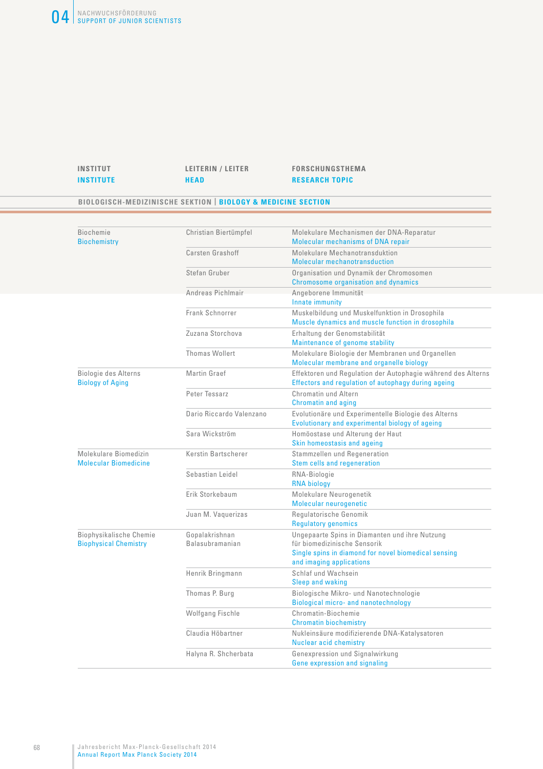| INSTITUT<br>INSTITUTE | LEITERIN / LEITER<br>HEAD | FORSCHUNGSTHEMA<br>RESEARCH TOPIC |
|---|---|---|
| **BIOLOGISCH-MEDIZINISCHE SEKTION \| BIOLOGY & MEDICINE SECTION** | | |
| Biochemie<br>Biochemistry | Christian Biertümpfel | Molekulare Mechanismen der DNA-Reparatur<br>Molecular mechanisms of DNA repair |
| | Carsten Grashoff | Molekulare Mechanotransduktion<br>Molecular mechanotransduction |
| | Stefan Gruber | Organisation und Dynamik der Chromosomen<br>Chromosome organisation and dynamics |
| | Andreas Pichlmair | Angeborene Immunität<br>Innate immunity |
| | Frank Schnorrer | Muskelbildung und Muskelfunktion in Drosophila<br>Muscle dynamics and muscle function in drosophila |
| | Zuzana Storchova | Erhaltung der Genomstabilität<br>Maintenance of genome stability |
| | Thomas Wollert | Molekulare Biologie der Membranen und Organellen<br>Molecular membrane and organelle biology |
| Biologie des Alterns<br>Biology of Aging | Martin Graef | Effektoren und Regulation der Autophagie während des Alterns<br>Effectors and regulation of autophagy during ageing |
| | Peter Tessarz | Chromatin und Altern<br>Chromatin and aging |
| | Dario Riccardo Valenzano | Evolutionäre und Experimentelle Biologie des Alterns<br>Evolutionary and experimental biology of ageing |
| | Sara Wickström | Homöostase und Alterung der Haut<br>Skin homeostasis and ageing |
| Molekulare Biomedizin<br>Molecular Biomedicine | Kerstin Bartscherer | Stammzellen und Regeneration<br>Stem cells and regeneration |
| | Sebastian Leidel | RNA-Biologie<br>RNA biology |
| | Erik Storkebaum | Molekulare Neurogenetik<br>Molecular neurogenetic |
| | Juan M. Vaquerizas | Regulatorische Genomik<br>Regulatory genomics |
| Biophysikalische Chemie<br>Biophysical Chemistry | Gopalakrishnan Balasubramanian | Ungepaarte Spins in Diamanten und ihre Nutzung für biomedizinische Sensorik<br>Single spins in diamond for novel biomedical sensing and imaging applications |
| | Henrik Bringmann | Schlaf und Wachsein<br>Sleep and waking |
| | Thomas P. Burg | Biologische Mikro- und Nanotechnologie<br>Biological micro- and nanotechnology |
| | Wolfgang Fischle | Chromatin-Biochemie<br>Chromatin biochemistry |
| | Claudia Höbartner | Nukleinsäure modifizierende DNA-Katalysatoren<br>Nuclear acid chemistry |
| | Halyna R. Shcherbata | Genexpression und Signalwirkung<br>Gene expression and signaling |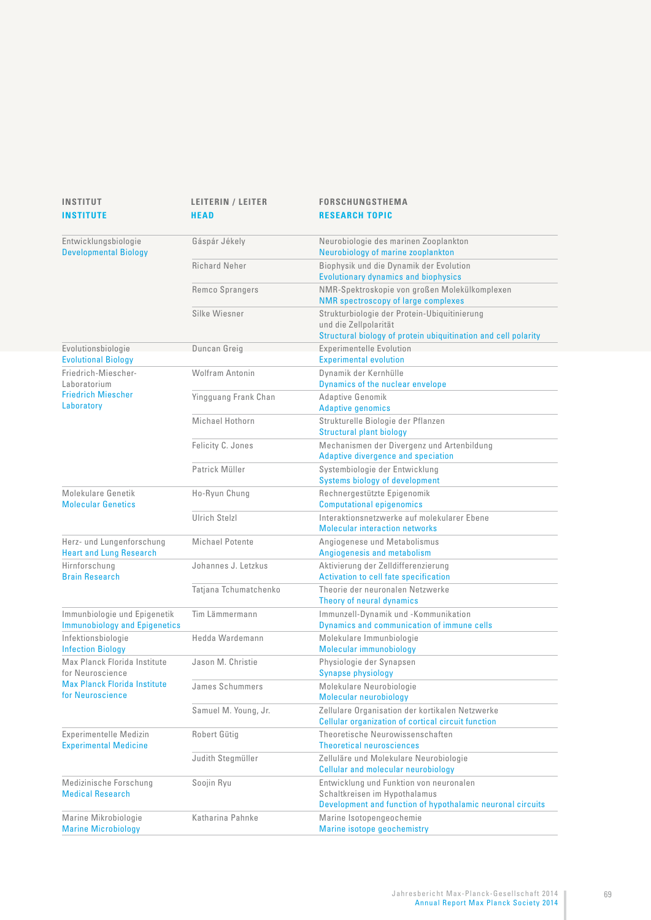| INSTITUT<br>INSTITUTE | LEITERIN / LEITER<br>HEAD | FORSCHUNGSTHEMA<br>RESEARCH TOPIC |
|---|---|---|
| Entwicklungsbiologie<br>Developmental Biology | Gáspár Jékely | Neurobiologie des marinen Zooplankton<br>Neurobiology of marine zooplankton |
| | Richard Neher | Biophysik und die Dynamik der Evolution<br>Evolutionary dynamics and biophysics |
| | Remco Sprangers | NMR-Spektroskopie von großen Molekülkomplexen<br>NMR spectroscopy of large complexes |
| | Silke Wiesner | Strukturbiologie der Protein-Ubiquitinierung und die Zellpolarität<br>Structural biology of protein ubiquitination and cell polarity |
| Evolutionsbiologie<br>Evolutional Biology | Duncan Greig | Experimentelle Evolution<br>Experimental evolution |
| Friedrich-Miescher-Laboratorium<br>Friedrich Miescher Laboratory | Wolfram Antonin | Dynamik der Kernhülle<br>Dynamics of the nuclear envelope |
| | Yingguang Frank Chan | Adaptive Genomik<br>Adaptive genomics |
| | Michael Hothorn | Strukturelle Biologie der Pflanzen<br>Structural plant biology |
| | Felicity C. Jones | Mechanismen der Divergenz und Artenbildung<br>Adaptive divergence and speciation |
| | Patrick Müller | Systembiologie der Entwicklung<br>Systems biology of development |
| Molekulare Genetik<br>Molecular Genetics | Ho-Ryun Chung | Rechnergestützte Epigenomik<br>Computational epigenomics |
| | Ulrich Stelzl | Interaktionsnetzwerke auf molekularer Ebene<br>Molecular interaction networks |
| Herz- und Lungenforschung<br>Heart and Lung Research | Michael Potente | Angiogenese und Metabolismus<br>Angiogenesis and metabolism |
| Hirnforschung<br>Brain Research | Johannes J. Letzkus | Aktivierung der Zelldifferenzierung<br>Activation to cell fate specification |
| | Tatjana Tchumatchenko | Theorie der neuronalen Netzwerke<br>Theory of neural dynamics |
| Immunbiologie und Epigenetik<br>Immunobiology and Epigenetics | Tim Lämmermann | Immunzell-Dynamik und -Kommunikation<br>Dynamics and communication of immune cells |
| Infektionsbiologie<br>Infection Biology | Hedda Wardemann | Molekulare Immunbiologie<br>Molecular immunobiology |
| Max Planck Florida Institute for Neuroscience<br>Max Planck Florida Institute for Neuroscience | Jason M. Christie | Physiologie der Synapsen<br>Synapse physiology |
| | James Schummers | Molekulare Neurobiologie<br>Molecular neurobiology |
| | Samuel M. Young, Jr. | Zellulare Organisation der kortikalen Netzwerke<br>Cellular organization of cortical circuit function |
| Experimentelle Medizin<br>Experimental Medicine | Robert Gütig | Theoretische Neurowissenschaften<br>Theoretical neurosciences |
| | Judith Stegmüller | Zelluläre und Molekulare Neurobiologie<br>Cellular and molecular neurobiology |
| Medizinische Forschung<br>Medical Research | Soojin Ryu | Entwicklung und Funktion von neuronalen Schaltkreisen im Hypothalamus<br>Development and function of hypothalamic neuronal circuits |
| Marine Mikrobiologie<br>Marine Microbiology | Katharina Pahnke | Marine Isotopengeochemie<br>Marine isotope geochemistry |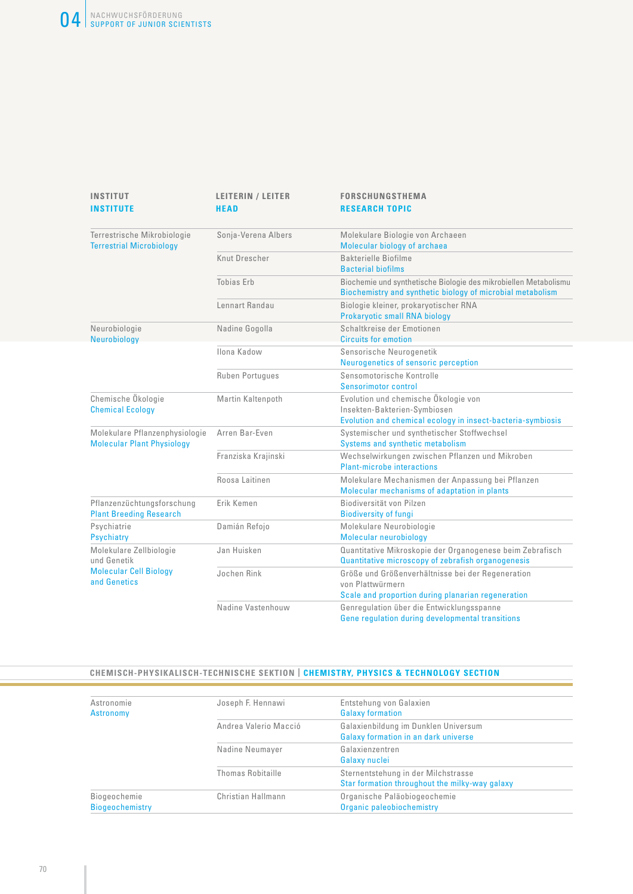| INSTITUT<br>INSTITUTE | LEITERIN / LEITER<br>HEAD | FORSCHUNGSTHEMA<br>RESEARCH TOPIC |
|---|---|---|
| Terrestrische Mikrobiologie<br>Terrestrial Microbiology | Sonja-Verena Albers | Molekulare Biologie von Archaeen<br>Molecular biology of archaea |
| | Knut Drescher | Bakterielle Biofilme<br>Bacterial biofilms |
| | Tobias Erb | Biochemie und synthetische Biologie des mikrobiellen Metabolismu<br>Biochemistry and synthetic biology of microbial metabolism |
| | Lennart Randau | Biologie kleiner, prokaryotischer RNA<br>Prokaryotic small RNA biology |
| Neurobiologie<br>Neurobiology | Nadine Gogolla | Schaltkreise der Emotionen<br>Circuits for emotion |
| | Ilona Kadow | Sensorische Neurogenetik<br>Neurogenetics of sensoric perception |
| | Ruben Portugues | Sensomotorische Kontrolle<br>Sensorimotor control |
| Chemische Ökologie<br>Chemical Ecology | Martin Kaltenpoth | Evolution und chemische Ökologie von Insekten-Bakterien-Symbiosen<br>Evolution and chemical ecology in insect-bacteria-symbiosis |
| Molekulare Pflanzenphysiologie<br>Molecular Plant Physiology | Arren Bar-Even | Systemischer und synthetischer Stoffwechsel<br>Systems and synthetic metabolism |
| | Franziska Krajinski | Wechselwirkungen zwischen Pflanzen und Mikroben<br>Plant-microbe interactions |
| | Roosa Laitinen | Molekulare Mechanismen der Anpassung bei Pflanzen<br>Molecular mechanisms of adaptation in plants |
| Pflanzenzüchtungsforschung<br>Plant Breeding Research | Erik Kemen | Biodiversität von Pilzen<br>Biodiversity of fungi |
| Psychiatrie<br>Psychiatry | Damián Refojo | Molekulare Neurobiologie<br>Molecular neurobiology |
| Molekulare Zellbiologie und Genetik<br>Molecular Cell Biology and Genetics | Jan Huisken | Quantitative Mikroskopie der Organogenese beim Zebrafisch<br>Quantitative microscopy of zebrafish organogenesis |
| | Jochen Rink | Größe und Größenverhältnisse bei der Regeneration von Plattwürmern<br>Scale and proportion during planarian regeneration |
| | Nadine Vastenhouw | Genregulation über die Entwicklungsspanne<br>Gene regulation during developmental transitions |

## CHEMISCH-PHYSIKALISCH-TECHNISCHE SEKTION | CHEMISTRY, PHYSICS & TECHNOLOGY SECTION

| INSTITUT<br>INSTITUTE | LEITERIN / LEITER<br>HEAD | FORSCHUNGSTHEMA<br>RESEARCH TOPIC |
|---|---|---|
| Astronomie<br>Astronomy | Joseph F. Hennawi | Entstehung von Galaxien<br>Galaxy formation |
| | Andrea Valerio Macciò | Galaxienbildung im Dunklen Universum<br>Galaxy formation in an dark universe |
| | Nadine Neumayer | Galaxienzentren<br>Galaxy nuclei |
| | Thomas Robitaille | Sternentstehung in der Milchstrasse<br>Star formation throughout the milky-way galaxy |
| Biogeochemie<br>Biogeochemistry | Christian Hallmann | Organische Paläobiogeochemie<br>Organic paleobiochemistry |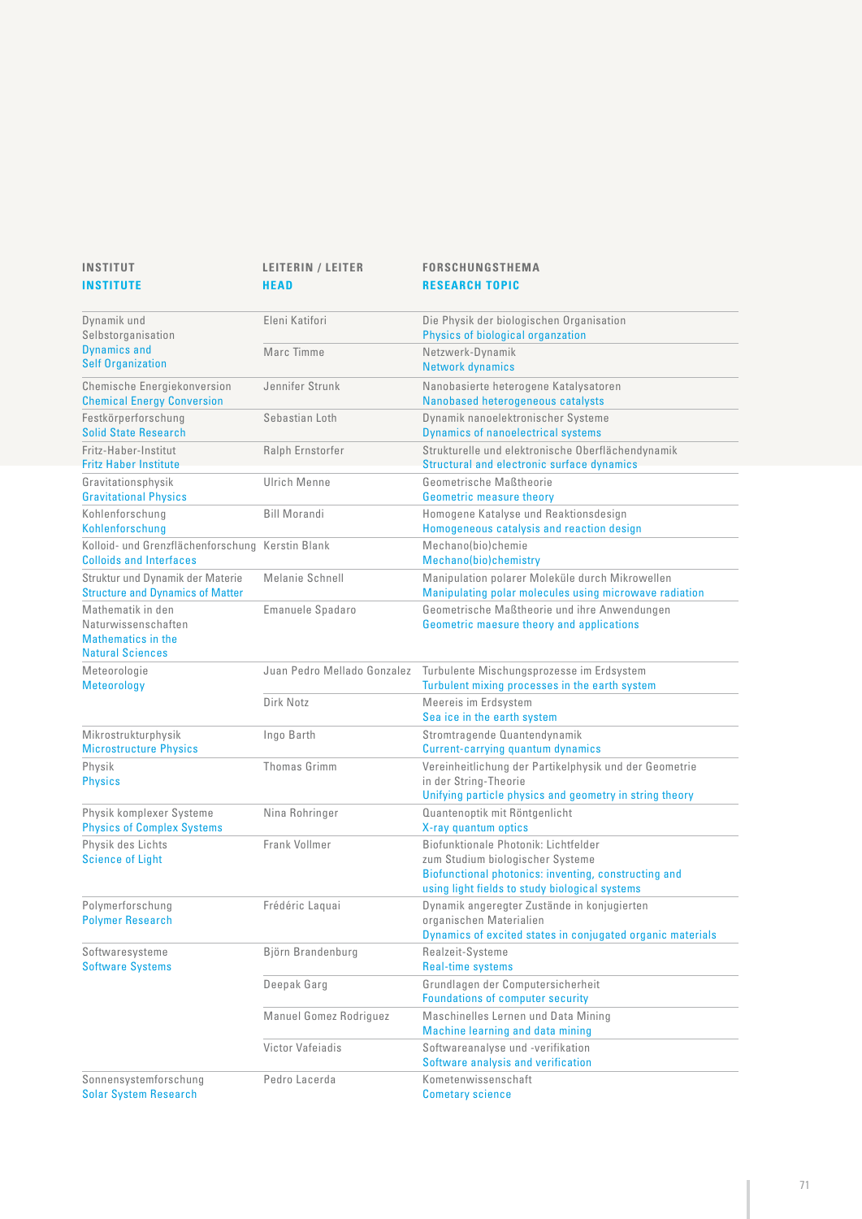| INSTITUT<br>INSTITUTE | LEITERIN / LEITER<br>HEAD | FORSCHUNGSTHEMA<br>RESEARCH TOPIC |
|---|---|---|
| Dynamik und Selbstorganisation<br>Dynamics and Self Organization | Eleni Katifori | Die Physik der biologischen Organisation<br>Physics of biological organzation |
| | Marc Timme | Netzwerk-Dynamik<br>Network dynamics |
| Chemische Energiekonversion<br>Chemical Energy Conversion | Jennifer Strunk | Nanobasierte heterogene Katalysatoren<br>Nanobased heterogeneous catalysts |
| Festkörperforschung<br>Solid State Research | Sebastian Loth | Dynamik nanoelektronischer Systeme<br>Dynamics of nanoelectrical systems |
| Fritz-Haber-Institut<br>Fritz Haber Institute | Ralph Ernstorfer | Strukturelle und elektronische Oberflächendynamik<br>Structural and electronic surface dynamics |
| Gravitationsphysik<br>Gravitational Physics | Ulrich Menne | Geometrische Maßtheorie<br>Geometric measure theory |
| Kohlenforschung<br>Kohlenforschung | Bill Morandi | Homogene Katalyse und Reaktionsdesign<br>Homogeneous catalysis and reaction design |
| Kolloid- und Grenzflächenforschung<br>Colloids and Interfaces | Kerstin Blank | Mechano(bio)chemie<br>Mechano(bio)chemistry |
| Struktur und Dynamik der Materie<br>Structure and Dynamics of Matter | Melanie Schnell | Manipulation polarer Moleküle durch Mikrowellen<br>Manipulating polar molecules using microwave radiation |
| Mathematik in den Naturwissenschaften<br>Mathematics in the Natural Sciences | Emanuele Spadaro | Geometrische Maßtheorie und ihre Anwendungen<br>Geometric maesure theory and applications |
| Meteorologie<br>Meteorology | Juan Pedro Mellado Gonzalez | Turbulente Mischungsprozesse im Erdsystem<br>Turbulent mixing processes in the earth system |
| | Dirk Notz | Meereis im Erdsystem<br>Sea ice in the earth system |
| Mikrostrukturphysik<br>Microstructure Physics | Ingo Barth | Stromtragende Quantendynamik<br>Current-carrying quantum dynamics |
| Physik<br>Physics | Thomas Grimm | Vereinheitlichung der Partikelphysik und der Geometrie in der String-Theorie<br>Unifying particle physics and geometry in string theory |
| Physik komplexer Systeme<br>Physics of Complex Systems | Nina Rohringer | Quantenoptik mit Röntgenlicht<br>X-ray quantum optics |
| Physik des Lichts<br>Science of Light | Frank Vollmer | Biofunktionale Photonik: Lichtfelder zum Studium biologischer Systeme<br>Biofunctional photonics: inventing, constructing and using light fields to study biological systems |
| Polymerforschung<br>Polymer Research | Frédéric Laquai | Dynamik angeregter Zustände in konjugierten organischen Materialien<br>Dynamics of excited states in conjugated organic materials |
| Softwaresysteme<br>Software Systems | Björn Brandenburg | Realzeit-Systeme<br>Real-time systems |
| | Deepak Garg | Grundlagen der Computersicherheit<br>Foundations of computer security |
| | Manuel Gomez Rodriguez | Maschinelles Lernen und Data Mining<br>Machine learning and data mining |
| | Victor Vafeiadis | Softwareanalyse und -verifikation<br>Software analysis and verification |
| Sonnensystemforschung<br>Solar System Research | Pedro Lacerda | Kometenwissenschaft<br>Cometary science |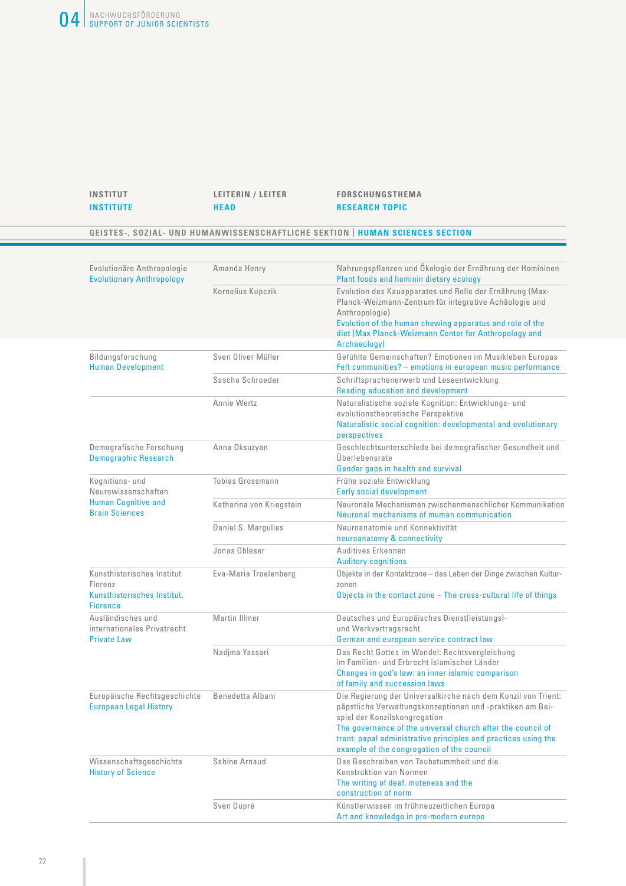| INSTITUT<br>INSTITUTE | LEITERIN / LEITER<br>HEAD | FORSCHUNGSTHEMA<br>RESEARCH TOPIC |
|---|---|---|
| **GEISTES-, SOZIAL- UND HUMANWISSENSCHAFTLICHE SEKTION \| HUMAN SCIENCES SECTION** | | |
| Evolutionäre Anthropologie<br>Evolutionary Anthropology | Amanda Henry | Nahrungspflanzen und Ökologie der Ernährung der Homininen<br>Plant foods and hominin dietary ecology |
| | Kornelius Kupczik | Evolution des Kauapparates und Rolle der Ernährung (Max-Planck-Weizmann-Zentrum für integrative Achäologie und Anthropologie)<br>Evolution of the human chewing apparatus and role of the diet (Max Planck-Weizmann Center for Anthropology and Archaeology) |
| Bildungsforschung<br>Human Development | Sven Oliver Müller | Gefühlte Gemeinschaften? Emotionen im Musikleben Europas<br>Felt communities? – emotions in european music performance |
| | Sascha Schroeder | Schriftsprachenerwerb und Leseentwicklung<br>Reading education and development |
| | Annie Wertz | Naturalistische soziale Kognition: Entwicklungs- und evolutionstheoretische Perspektive<br>Naturalistic social cognition: developmental and evolutionary perspectives |
| Demografische Forschung<br>Demographic Research | Anna Oksuzyan | Geschlechtsunterschiede bei demografischer Gesundheit und Überlebensrate<br>Gender gaps in health and survival |
| Kognitions- und Neurowissenschaften<br>Human Cognitive and Brain Sciences | Tobias Grossmann | Frühe soziale Entwicklung<br>Early social development |
| | Katharina von Kriegstein | Neuronale Mechanismen zwischenmenschlicher Kommunikation<br>Neuronal mechanisms of muman communication |
| | Daniel S. Margulies | Neuroanatomie und Konnektivität<br>neuroanatomy & connectivity |
| | Jonas Obleser | Auditives Erkennen<br>Auditory cognitions |
| Kunsthistorisches Institut Florenz<br>Kunsthistorisches Institut, Florence | Eva-Maria Troelenberg | Objekte in der Kontaktzone – das Leben der Dinge zwischen Kulturzonen<br>Objects in the contact zone – The cross-cultural life of things |
| Ausländisches und internationales Privatrecht<br>Private Law | Martin Illmer | Deutsches und Europäisches Dienst(leistungs)- und Werkvertragsrecht<br>German and european service contract law |
| | Nadjma Yassari | Das Recht Gottes im Wandel: Rechtsvergleichung im Familien- und Erbrecht islamischer Länder<br>Changes in god's law: an inner islamic comparison of family and succession laws |
| Europäische Rechtsgeschichte<br>European Legal History | Benedetta Albani | Die Regierung der Universalkirche nach dem Konzil von Trient: päpstliche Verwaltungskonzeptionen und -praktiken am Beispiel der Konzilskongregation<br>The governance of the universal church after the council of trent: papal administrative principles and practices using the example of the congregation of the council |
| Wissenschaftsgeschichte<br>History of Science | Sabine Arnaud | Das Beschreiben von Taubstummheit und die Konstruktion von Normen<br>The writing of deaf. muteness and the construction of norm |
| | Sven Dupré | Künstlerwissen im frühneuzeitlichen Europa<br>Art and knowledge in pre-modern europe |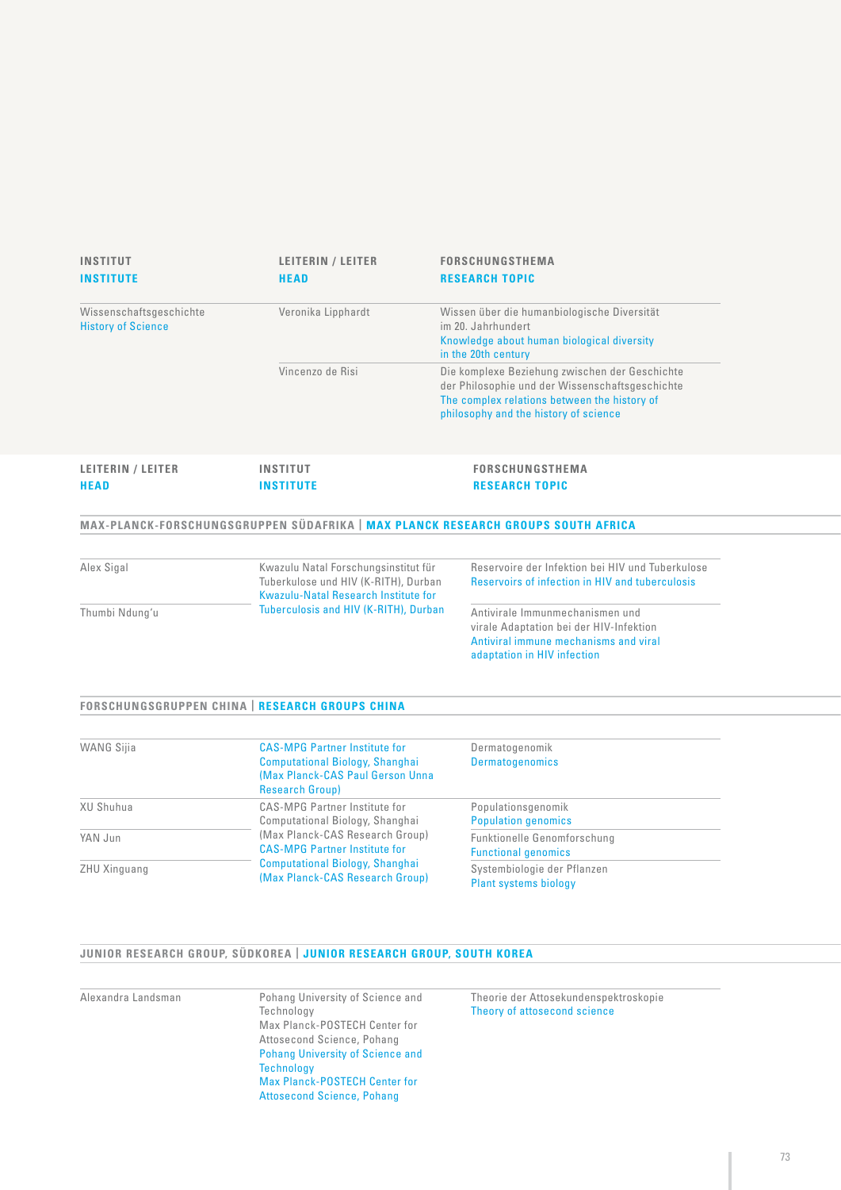| INSTITUT<br>INSTITUTE | LEITERIN / LEITER<br>HEAD | FORSCHUNGSTHEMA<br>RESEARCH TOPIC |
|---|---|---|
| Wissenschaftsgeschichte<br>History of Science | Veronika Lipphardt | Wissen über die humanbiologische Diversität im 20. Jahrhundert<br>Knowledge about human biological diversity in the 20th century |
| | Vincenzo de Risi | Die komplexe Beziehung zwischen der Geschichte der Philosophie und der Wissenschaftsgeschichte<br>The complex relations between the history of philosophy and the history of science |

| LEITERIN / LEITER<br>HEAD | INSTITUT<br>INSTITUTE | FORSCHUNGSTHEMA<br>RESEARCH TOPIC |
|---|---|---|

## MAX-PLANCK-FORSCHUNGSGRUPPEN SÜDAFRIKA | MAX PLANCK RESEARCH GROUPS SOUTH AFRICA

| LEITERIN / LEITER<br>HEAD | INSTITUT<br>INSTITUTE | FORSCHUNGSTHEMA<br>RESEARCH TOPIC |
|---|---|---|
| Alex Sigal | Kwazulu Natal Forschungsinstitut für Tuberkulose und HIV (K-RITH), Durban<br>Kwazulu-Natal Research Institute for Tuberculosis and HIV (K-RITH), Durban | Reservoire der Infektion bei HIV und Tuberkulose<br>Reservoirs of infection in HIV and tuberculosis |
| Thumbi Ndung'u | | Antivirale Immunmechanismen und virale Adaptation bei der HIV-Infektion<br>Antiviral immune mechanisms and viral adaptation in HIV infection |

## FORSCHUNGSGRUPPEN CHINA | RESEARCH GROUPS CHINA

| LEITERIN / LEITER<br>HEAD | INSTITUT<br>INSTITUTE | FORSCHUNGSTHEMA<br>RESEARCH TOPIC |
|---|---|---|
| WANG Sijia | CAS-MPG Partner Institute for Computational Biology, Shanghai (Max Planck-CAS Paul Gerson Unna Research Group) | Dermatogenomik<br>Dermatogenomics |
| XU Shuhua | CAS-MPG Partner Institute for Computational Biology, Shanghai (Max Planck-CAS Research Group)<br>CAS-MPG Partner Institute for Computational Biology, Shanghai (Max Planck-CAS Research Group) | Populationsgenomik<br>Population genomics |
| YAN Jun | | Funktionelle Genomforschung<br>Functional genomics |
| ZHU Xinguang | | Systembiologie der Pflanzen<br>Plant systems biology |

## JUNIOR RESEARCH GROUP, SÜDKOREA | JUNIOR RESEARCH GROUP, SOUTH KOREA

| LEITERIN / LEITER<br>HEAD | INSTITUT<br>INSTITUTE | FORSCHUNGSTHEMA<br>RESEARCH TOPIC |
|---|---|---|
| Alexandra Landsman | Pohang University of Science and Technology<br>Max Planck-POSTECH Center for Attosecond Science, Pohang<br>Pohang University of Science and Technology<br>Max Planck-POSTECH Center for Attosecond Science, Pohang | Theorie der Attosekundenspektroskopie<br>Theory of attosecond science |